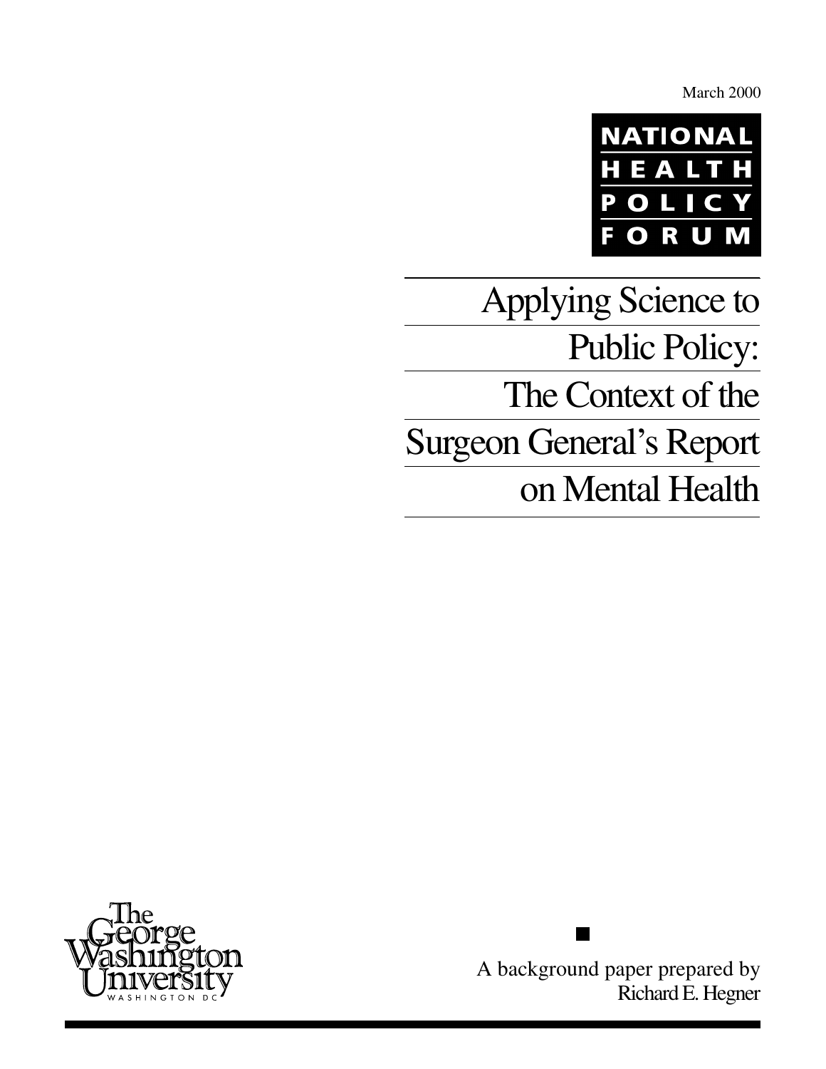March 2000

NATIONAL HEALTH POLICY FORUM

# Applying Science to Public Policy: The Context of the Surgeon General's Report on Mental Health

The George Washington University
WASHINGTON DC

A background paper prepared by
Richard E. Hegner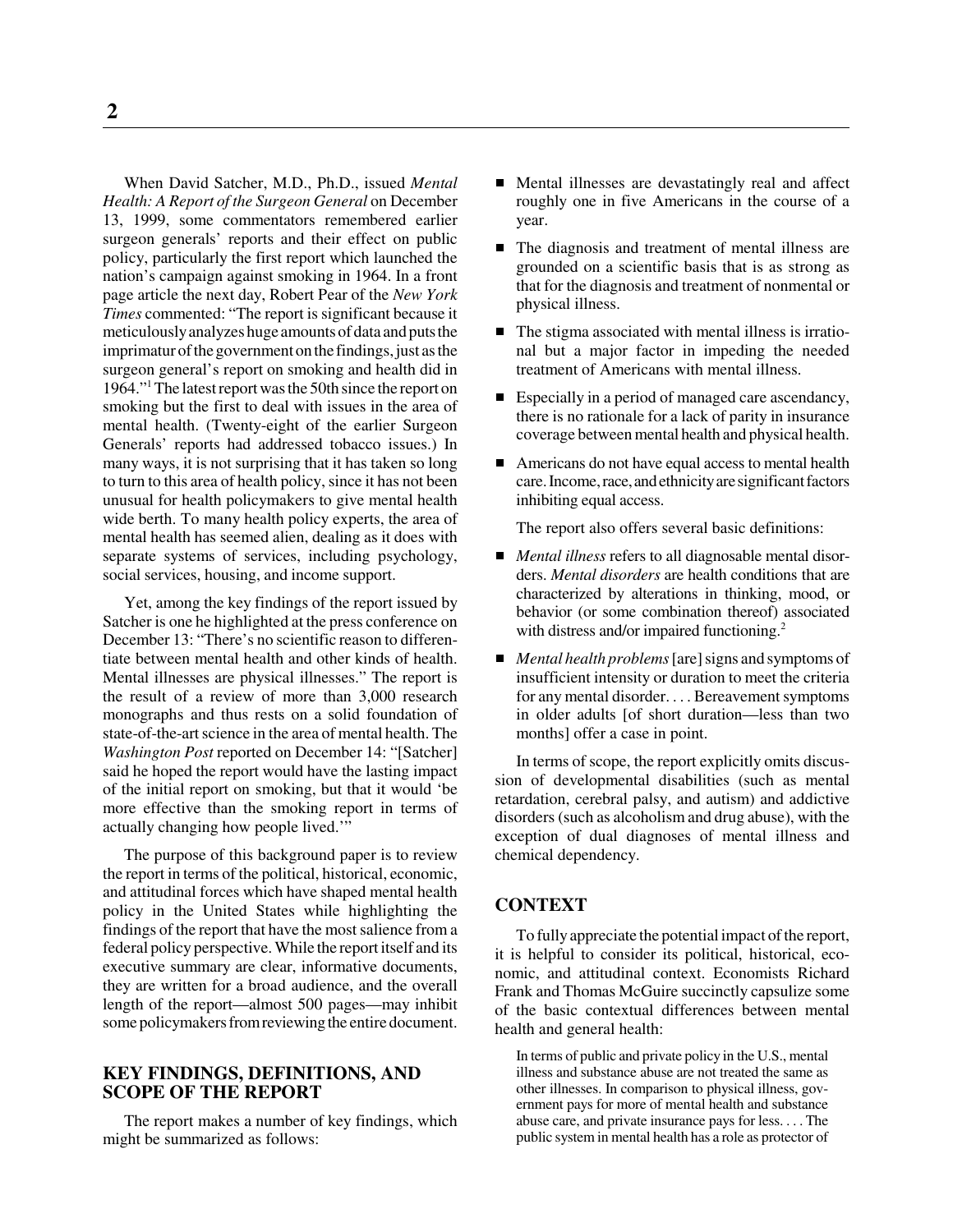When David Satcher, M.D., Ph.D., issued *Mental Health: A Report of the Surgeon General* on December 13, 1999, some commentators remembered earlier surgeon generals' reports and their effect on public policy, particularly the first report which launched the nation's campaign against smoking in 1964. In a front page article the next day, Robert Pear of the *New York Times* commented: "The report is significant because it meticulously analyzes huge amounts of data and puts the imprimatur of the government on the findings, just as the surgeon general's report on smoking and health did in 1964."[1] The latest report was the 50th since the report on smoking but the first to deal with issues in the area of mental health. (Twenty-eight of the earlier Surgeon Generals' reports had addressed tobacco issues.) In many ways, it is not surprising that it has taken so long to turn to this area of health policy, since it has not been unusual for health policymakers to give mental health wide berth. To many health policy experts, the area of mental health has seemed alien, dealing as it does with separate systems of services, including psychology, social services, housing, and income support.

Yet, among the key findings of the report issued by Satcher is one he highlighted at the press conference on December 13: "There's no scientific reason to differentiate between mental health and other kinds of health. Mental illnesses are physical illnesses." The report is the result of a review of more than 3,000 research monographs and thus rests on a solid foundation of state-of-the-art science in the area of mental health. The *Washington Post* reported on December 14: "[Satcher] said he hoped the report would have the lasting impact of the initial report on smoking, but that it would 'be more effective than the smoking report in terms of actually changing how people lived.'"

The purpose of this background paper is to review the report in terms of the political, historical, economic, and attitudinal forces which have shaped mental health policy in the United States while highlighting the findings of the report that have the most salience from a federal policy perspective. While the report itself and its executive summary are clear, informative documents, they are written for a broad audience, and the overall length of the report—almost 500 pages—may inhibit some policymakers from reviewing the entire document.

## KEY FINDINGS, DEFINITIONS, AND SCOPE OF THE REPORT

The report makes a number of key findings, which might be summarized as follows:

- Mental illnesses are devastatingly real and affect roughly one in five Americans in the course of a year.
- The diagnosis and treatment of mental illness are grounded on a scientific basis that is as strong as that for the diagnosis and treatment of nonmental or physical illness.
- The stigma associated with mental illness is irrational but a major factor in impeding the needed treatment of Americans with mental illness.
- Especially in a period of managed care ascendancy, there is no rationale for a lack of parity in insurance coverage between mental health and physical health.
- Americans do not have equal access to mental health care. Income, race, and ethnicity are significant factors inhibiting equal access.

The report also offers several basic definitions:

- *Mental illness* refers to all diagnosable mental disorders. *Mental disorders* are health conditions that are characterized by alterations in thinking, mood, or behavior (or some combination thereof) associated with distress and/or impaired functioning.[2]
- *Mental health problems* [are] signs and symptoms of insufficient intensity or duration to meet the criteria for any mental disorder. . . . Bereavement symptoms in older adults [of short duration—less than two months] offer a case in point.

In terms of scope, the report explicitly omits discussion of developmental disabilities (such as mental retardation, cerebral palsy, and autism) and addictive disorders (such as alcoholism and drug abuse), with the exception of dual diagnoses of mental illness and chemical dependency.

## CONTEXT

To fully appreciate the potential impact of the report, it is helpful to consider its political, historical, economic, and attitudinal context. Economists Richard Frank and Thomas McGuire succinctly capsulize some of the basic contextual differences between mental health and general health:

> In terms of public and private policy in the U.S., mental illness and substance abuse are not treated the same as other illnesses. In comparison to physical illness, government pays for more of mental health and substance abuse care, and private insurance pays for less. . . . The public system in mental health has a role as protector of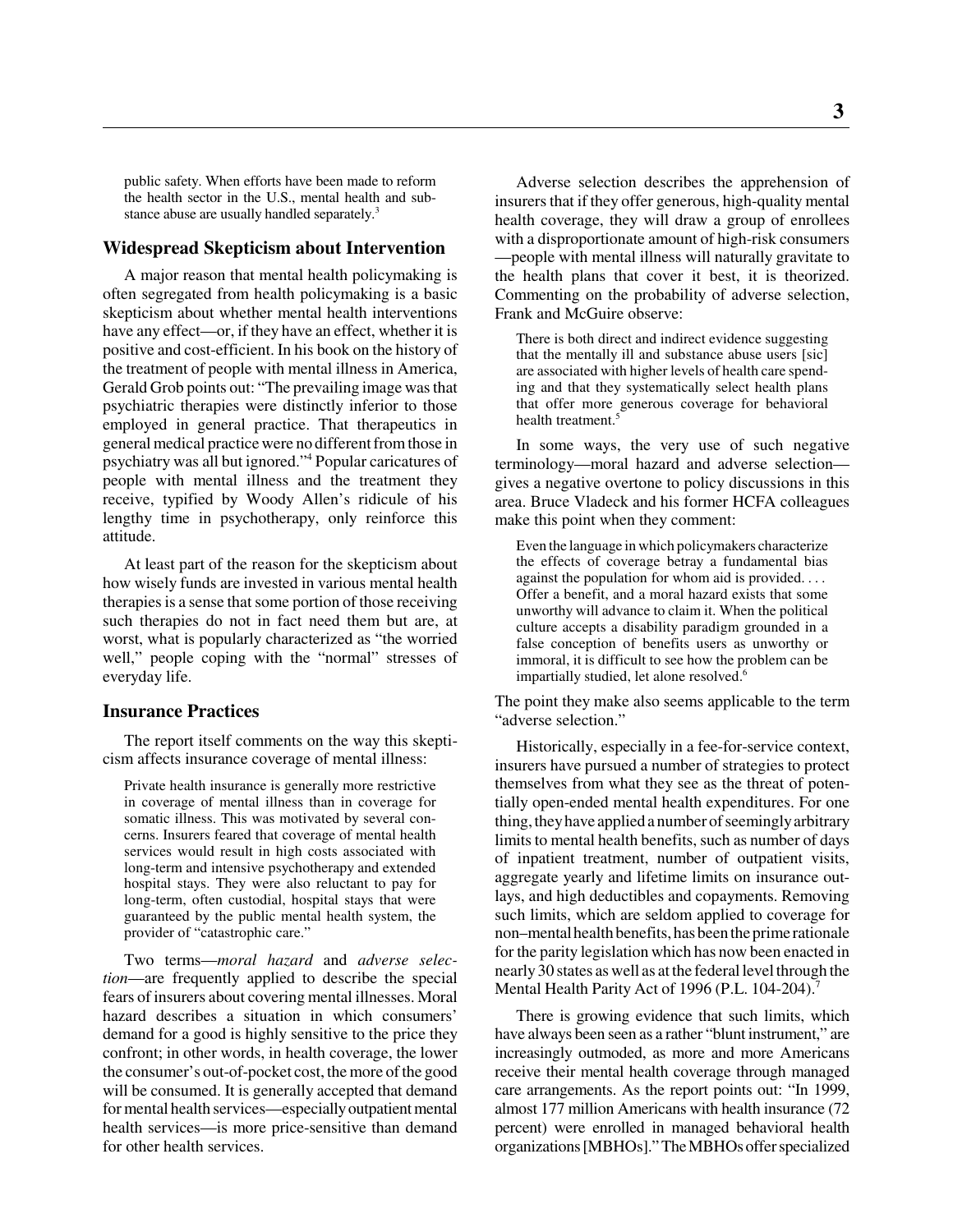public safety. When efforts have been made to reform the health sector in the U.S., mental health and substance abuse are usually handled separately.[3]

## Widespread Skepticism about Intervention

A major reason that mental health policymaking is often segregated from health policymaking is a basic skepticism about whether mental health interventions have any effect—or, if they have an effect, whether it is positive and cost-efficient. In his book on the history of the treatment of people with mental illness in America, Gerald Grob points out: "The prevailing image was that psychiatric therapies were distinctly inferior to those employed in general practice. That therapeutics in general medical practice were no different from those in psychiatry was all but ignored."[4] Popular caricatures of people with mental illness and the treatment they receive, typified by Woody Allen's ridicule of his lengthy time in psychotherapy, only reinforce this attitude.

At least part of the reason for the skepticism about how wisely funds are invested in various mental health therapies is a sense that some portion of those receiving such therapies do not in fact need them but are, at worst, what is popularly characterized as "the worried well," people coping with the "normal" stresses of everyday life.

## Insurance Practices

The report itself comments on the way this skepticism affects insurance coverage of mental illness:

> Private health insurance is generally more restrictive in coverage of mental illness than in coverage for somatic illness. This was motivated by several concerns. Insurers feared that coverage of mental health services would result in high costs associated with long-term and intensive psychotherapy and extended hospital stays. They were also reluctant to pay for long-term, often custodial, hospital stays that were guaranteed by the public mental health system, the provider of "catastrophic care."

Two terms—*moral hazard* and *adverse selection*—are frequently applied to describe the special fears of insurers about covering mental illnesses. Moral hazard describes a situation in which consumers' demand for a good is highly sensitive to the price they confront; in other words, in health coverage, the lower the consumer's out-of-pocket cost, the more of the good will be consumed. It is generally accepted that demand for mental health services—especially outpatient mental health services—is more price-sensitive than demand for other health services.

Adverse selection describes the apprehension of insurers that if they offer generous, high-quality mental health coverage, they will draw a group of enrollees with a disproportionate amount of high-risk consumers—people with mental illness will naturally gravitate to the health plans that cover it best, it is theorized. Commenting on the probability of adverse selection, Frank and McGuire observe:

> There is both direct and indirect evidence suggesting that the mentally ill and substance abuse users [sic] are associated with higher levels of health care spending and that they systematically select health plans that offer more generous coverage for behavioral health treatment.[5]

In some ways, the very use of such negative terminology—moral hazard and adverse selection—gives a negative overtone to policy discussions in this area. Bruce Vladeck and his former HCFA colleagues make this point when they comment:

> Even the language in which policymakers characterize the effects of coverage betray a fundamental bias against the population for whom aid is provided. . . . Offer a benefit, and a moral hazard exists that some unworthy will advance to claim it. When the political culture accepts a disability paradigm grounded in a false conception of benefits users as unworthy or immoral, it is difficult to see how the problem can be impartially studied, let alone resolved.[6]

The point they make also seems applicable to the term "adverse selection."

Historically, especially in a fee-for-service context, insurers have pursued a number of strategies to protect themselves from what they see as the threat of potentially open-ended mental health expenditures. For one thing, they have applied a number of seemingly arbitrary limits to mental health benefits, such as number of days of inpatient treatment, number of outpatient visits, aggregate yearly and lifetime limits on insurance outlays, and high deductibles and copayments. Removing such limits, which are seldom applied to coverage for non–mental health benefits, has been the prime rationale for the parity legislation which has now been enacted in nearly 30 states as well as at the federal level through the Mental Health Parity Act of 1996 (P.L. 104-204).[7]

There is growing evidence that such limits, which have always been seen as a rather "blunt instrument," are increasingly outmoded, as more and more Americans receive their mental health coverage through managed care arrangements. As the report points out: "In 1999, almost 177 million Americans with health insurance (72 percent) were enrolled in managed behavioral health organizations [MBHOs]." The MBHOs offer specialized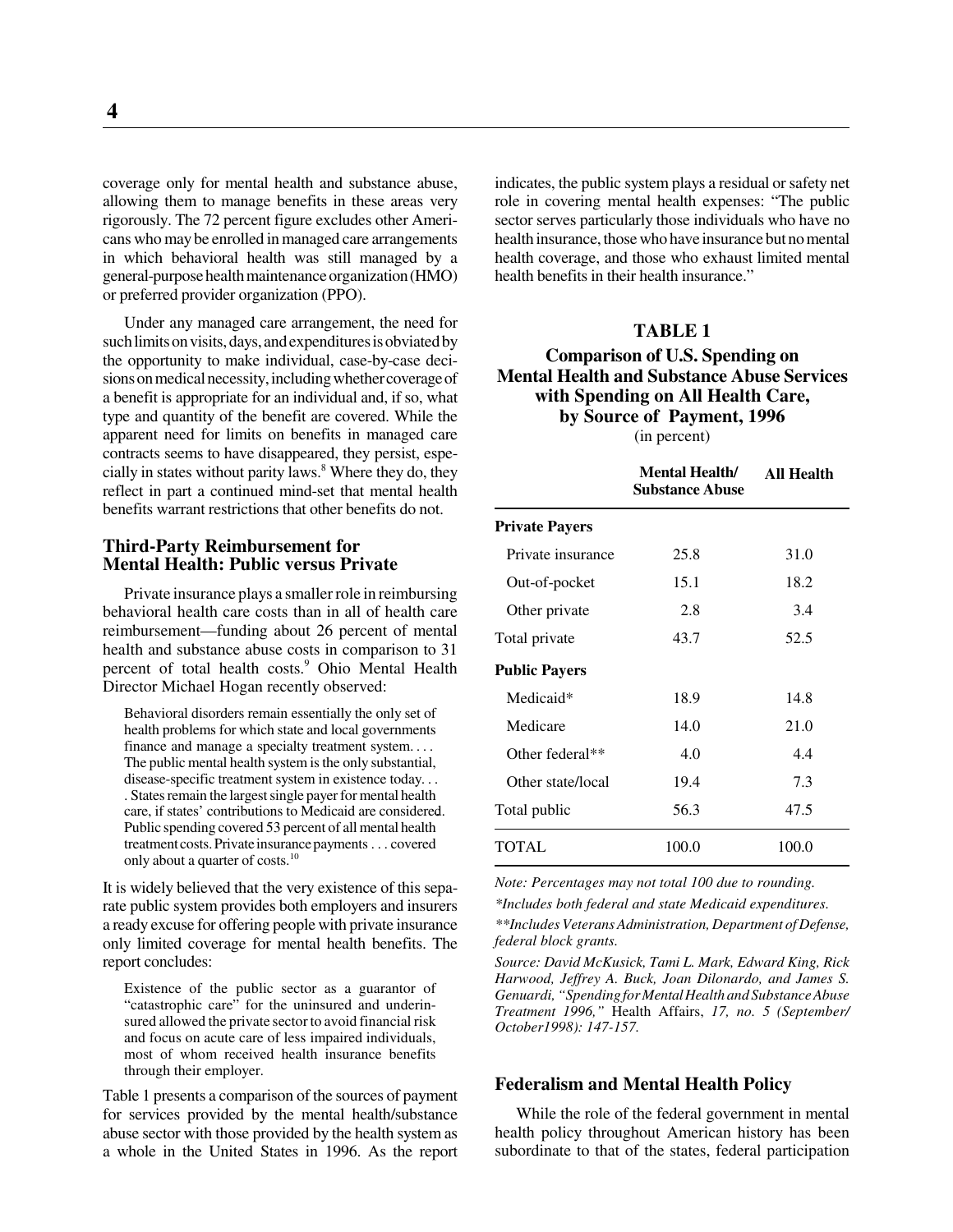coverage only for mental health and substance abuse, allowing them to manage benefits in these areas very rigorously. The 72 percent figure excludes other Americans who may be enrolled in managed care arrangements in which behavioral health was still managed by a general-purpose health maintenance organization (HMO) or preferred provider organization (PPO).

Under any managed care arrangement, the need for such limits on visits, days, and expenditures is obviated by the opportunity to make individual, case-by-case decisions on medical necessity, including whether coverage of a benefit is appropriate for an individual and, if so, what type and quantity of the benefit are covered. While the apparent need for limits on benefits in managed care contracts seems to have disappeared, they persist, especially in states without parity laws.[8] Where they do, they reflect in part a continued mind-set that mental health benefits warrant restrictions that other benefits do not.

### Third-Party Reimbursement for Mental Health: Public versus Private

Private insurance plays a smaller role in reimbursing behavioral health care costs than in all of health care reimbursement—funding about 26 percent of mental health and substance abuse costs in comparison to 31 percent of total health costs.[9] Ohio Mental Health Director Michael Hogan recently observed:

> Behavioral disorders remain essentially the only set of health problems for which state and local governments finance and manage a specialty treatment system. . . . The public mental health system is the only substantial, disease-specific treatment system in existence today. . . . States remain the largest single payer for mental health care, if states' contributions to Medicaid are considered. Public spending covered 53 percent of all mental health treatment costs. Private insurance payments . . . covered only about a quarter of costs.[10]

It is widely believed that the very existence of this separate public system provides both employers and insurers a ready excuse for offering people with private insurance only limited coverage for mental health benefits. The report concludes:

> Existence of the public sector as a guarantor of "catastrophic care" for the uninsured and underinsured allowed the private sector to avoid financial risk and focus on acute care of less impaired individuals, most of whom received health insurance benefits through their employer.

Table 1 presents a comparison of the sources of payment for services provided by the mental health/substance abuse sector with those provided by the health system as a whole in the United States in 1996. As the report indicates, the public system plays a residual or safety net role in covering mental health expenses: "The public sector serves particularly those individuals who have no health insurance, those who have insurance but no mental health coverage, and those who exhaust limited mental health benefits in their health insurance."

**TABLE 1**

**Comparison of U.S. Spending on Mental Health and Substance Abuse Services with Spending on All Health Care, by Source of Payment, 1996**

(in percent)

| | Mental Health/ Substance Abuse | All Health |
|---|---|---|
| **Private Payers** | | |
| Private insurance | 25.8 | 31.0 |
| Out-of-pocket | 15.1 | 18.2 |
| Other private | 2.8 | 3.4 |
| Total private | 43.7 | 52.5 |
| **Public Payers** | | |
| Medicaid* | 18.9 | 14.8 |
| Medicare | 14.0 | 21.0 |
| Other federal** | 4.0 | 4.4 |
| Other state/local | 19.4 | 7.3 |
| Total public | 56.3 | 47.5 |
| TOTAL | 100.0 | 100.0 |

*Note: Percentages may not total 100 due to rounding.*

*\*Includes both federal and state Medicaid expenditures.*

*\*\*Includes Veterans Administration, Department of Defense, federal block grants.*

*Source: David McKusick, Tami L. Mark, Edward King, Rick Harwood, Jeffrey A. Buck, Joan Dilonardo, and James S. Genuardi, "Spending for Mental Health and Substance Abuse Treatment 1996,"* Health Affairs, *17, no. 5 (September/October1998): 147-157.*

### Federalism and Mental Health Policy

While the role of the federal government in mental health policy throughout American history has been subordinate to that of the states, federal participation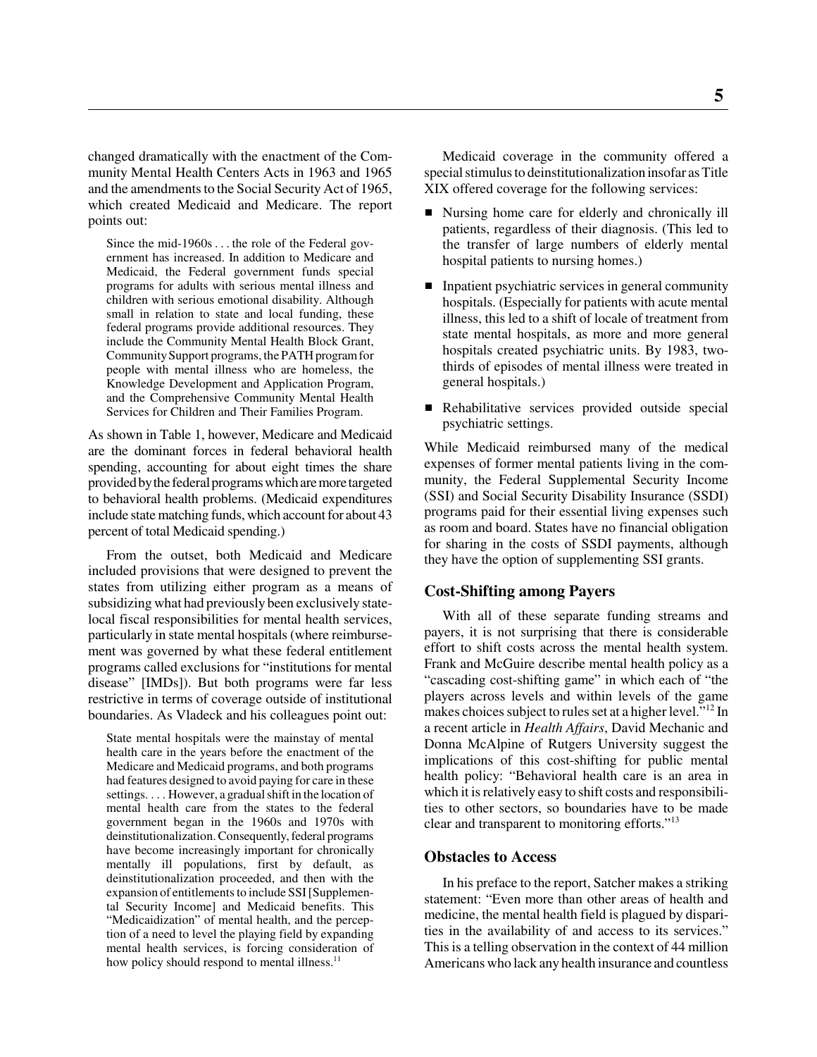changed dramatically with the enactment of the Community Mental Health Centers Acts in 1963 and 1965 and the amendments to the Social Security Act of 1965, which created Medicaid and Medicare. The report points out:

> Since the mid-1960s . . . the role of the Federal government has increased. In addition to Medicare and Medicaid, the Federal government funds special programs for adults with serious mental illness and children with serious emotional disability. Although small in relation to state and local funding, these federal programs provide additional resources. They include the Community Mental Health Block Grant, Community Support programs, the PATH program for people with mental illness who are homeless, the Knowledge Development and Application Program, and the Comprehensive Community Mental Health Services for Children and Their Families Program.

As shown in Table 1, however, Medicare and Medicaid are the dominant forces in federal behavioral health spending, accounting for about eight times the share provided by the federal programs which are more targeted to behavioral health problems. (Medicaid expenditures include state matching funds, which account for about 43 percent of total Medicaid spending.)

From the outset, both Medicaid and Medicare included provisions that were designed to prevent the states from utilizing either program as a means of subsidizing what had previously been exclusively state-local fiscal responsibilities for mental health services, particularly in state mental hospitals (where reimbursement was governed by what these federal entitlement programs called exclusions for "institutions for mental disease" [IMDs]). But both programs were far less restrictive in terms of coverage outside of institutional boundaries. As Vladeck and his colleagues point out:

> State mental hospitals were the mainstay of mental health care in the years before the enactment of the Medicare and Medicaid programs, and both programs had features designed to avoid paying for care in these settings. . . . However, a gradual shift in the location of mental health care from the states to the federal government began in the 1960s and 1970s with deinstitutionalization. Consequently, federal programs have become increasingly important for chronically mentally ill populations, first by default, as deinstitutionalization proceeded, and then with the expansion of entitlements to include SSI [Supplemental Security Income] and Medicaid benefits. This "Medicaidization" of mental health, and the perception of a need to level the playing field by expanding mental health services, is forcing consideration of how policy should respond to mental illness.[11]

Medicaid coverage in the community offered a special stimulus to deinstitutionalization insofar as Title XIX offered coverage for the following services:

- Nursing home care for elderly and chronically ill patients, regardless of their diagnosis. (This led to the transfer of large numbers of elderly mental hospital patients to nursing homes.)
- Inpatient psychiatric services in general community hospitals. (Especially for patients with acute mental illness, this led to a shift of locale of treatment from state mental hospitals, as more and more general hospitals created psychiatric units. By 1983, two-thirds of episodes of mental illness were treated in general hospitals.)
- Rehabilitative services provided outside special psychiatric settings.

While Medicaid reimbursed many of the medical expenses of former mental patients living in the community, the Federal Supplemental Security Income (SSI) and Social Security Disability Insurance (SSDI) programs paid for their essential living expenses such as room and board. States have no financial obligation for sharing in the costs of SSDI payments, although they have the option of supplementing SSI grants.

### Cost-Shifting among Payers

With all of these separate funding streams and payers, it is not surprising that there is considerable effort to shift costs across the mental health system. Frank and McGuire describe mental health policy as a "cascading cost-shifting game" in which each of "the players across levels and within levels of the game makes choices subject to rules set at a higher level."[12] In a recent article in *Health Affairs*, David Mechanic and Donna McAlpine of Rutgers University suggest the implications of this cost-shifting for public mental health policy: "Behavioral health care is an area in which it is relatively easy to shift costs and responsibilities to other sectors, so boundaries have to be made clear and transparent to monitoring efforts."[13]

### Obstacles to Access

In his preface to the report, Satcher makes a striking statement: "Even more than other areas of health and medicine, the mental health field is plagued by disparities in the availability of and access to its services." This is a telling observation in the context of 44 million Americans who lack any health insurance and countless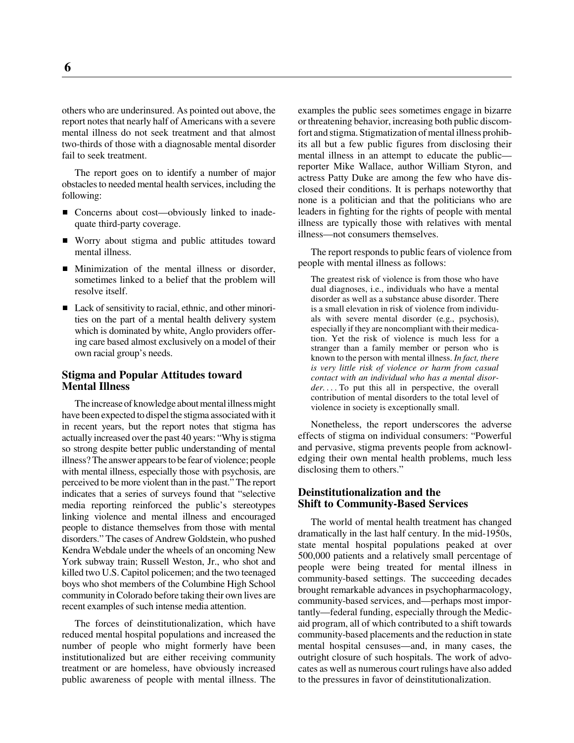others who are underinsured. As pointed out above, the report notes that nearly half of Americans with a severe mental illness do not seek treatment and that almost two-thirds of those with a diagnosable mental disorder fail to seek treatment.

The report goes on to identify a number of major obstacles to needed mental health services, including the following:

- Concerns about cost—obviously linked to inadequate third-party coverage.
- Worry about stigma and public attitudes toward mental illness.
- Minimization of the mental illness or disorder, sometimes linked to a belief that the problem will resolve itself.
- Lack of sensitivity to racial, ethnic, and other minorities on the part of a mental health delivery system which is dominated by white, Anglo providers offering care based almost exclusively on a model of their own racial group's needs.

### Stigma and Popular Attitudes toward Mental Illness

The increase of knowledge about mental illness might have been expected to dispel the stigma associated with it in recent years, but the report notes that stigma has actually increased over the past 40 years: "Why is stigma so strong despite better public understanding of mental illness? The answer appears to be fear of violence; people with mental illness, especially those with psychosis, are perceived to be more violent than in the past." The report indicates that a series of surveys found that "selective media reporting reinforced the public's stereotypes linking violence and mental illness and encouraged people to distance themselves from those with mental disorders." The cases of Andrew Goldstein, who pushed Kendra Webdale under the wheels of an oncoming New York subway train; Russell Weston, Jr., who shot and killed two U.S. Capitol policemen; and the two teenaged boys who shot members of the Columbine High School community in Colorado before taking their own lives are recent examples of such intense media attention.

The forces of deinstitutionalization, which have reduced mental hospital populations and increased the number of people who might formerly have been institutionalized but are either receiving community treatment or are homeless, have obviously increased public awareness of people with mental illness. The examples the public sees sometimes engage in bizarre or threatening behavior, increasing both public discomfort and stigma. Stigmatization of mental illness prohibits all but a few public figures from disclosing their mental illness in an attempt to educate the public—reporter Mike Wallace, author William Styron, and actress Patty Duke are among the few who have disclosed their conditions. It is perhaps noteworthy that none is a politician and that the politicians who are leaders in fighting for the rights of people with mental illness are typically those with relatives with mental illness—not consumers themselves.

The report responds to public fears of violence from people with mental illness as follows:

> The greatest risk of violence is from those who have dual diagnoses, i.e., individuals who have a mental disorder as well as a substance abuse disorder. There is a small elevation in risk of violence from individuals with severe mental disorder (e.g., psychosis), especially if they are noncompliant with their medication. Yet the risk of violence is much less for a stranger than a family member or person who is known to the person with mental illness. *In fact, there is very little risk of violence or harm from casual contact with an individual who has a mental disorder*. . . . To put this all in perspective, the overall contribution of mental disorders to the total level of violence in society is exceptionally small.

Nonetheless, the report underscores the adverse effects of stigma on individual consumers: "Powerful and pervasive, stigma prevents people from acknowledging their own mental health problems, much less disclosing them to others."

### Deinstitutionalization and the Shift to Community-Based Services

The world of mental health treatment has changed dramatically in the last half century. In the mid-1950s, state mental hospital populations peaked at over 500,000 patients and a relatively small percentage of people were being treated for mental illness in community-based settings. The succeeding decades brought remarkable advances in psychopharmacology, community-based services, and—perhaps most importantly—federal funding, especially through the Medicaid program, all of which contributed to a shift towards community-based placements and the reduction in state mental hospital censuses—and, in many cases, the outright closure of such hospitals. The work of advocates as well as numerous court rulings have also added to the pressures in favor of deinstitutionalization.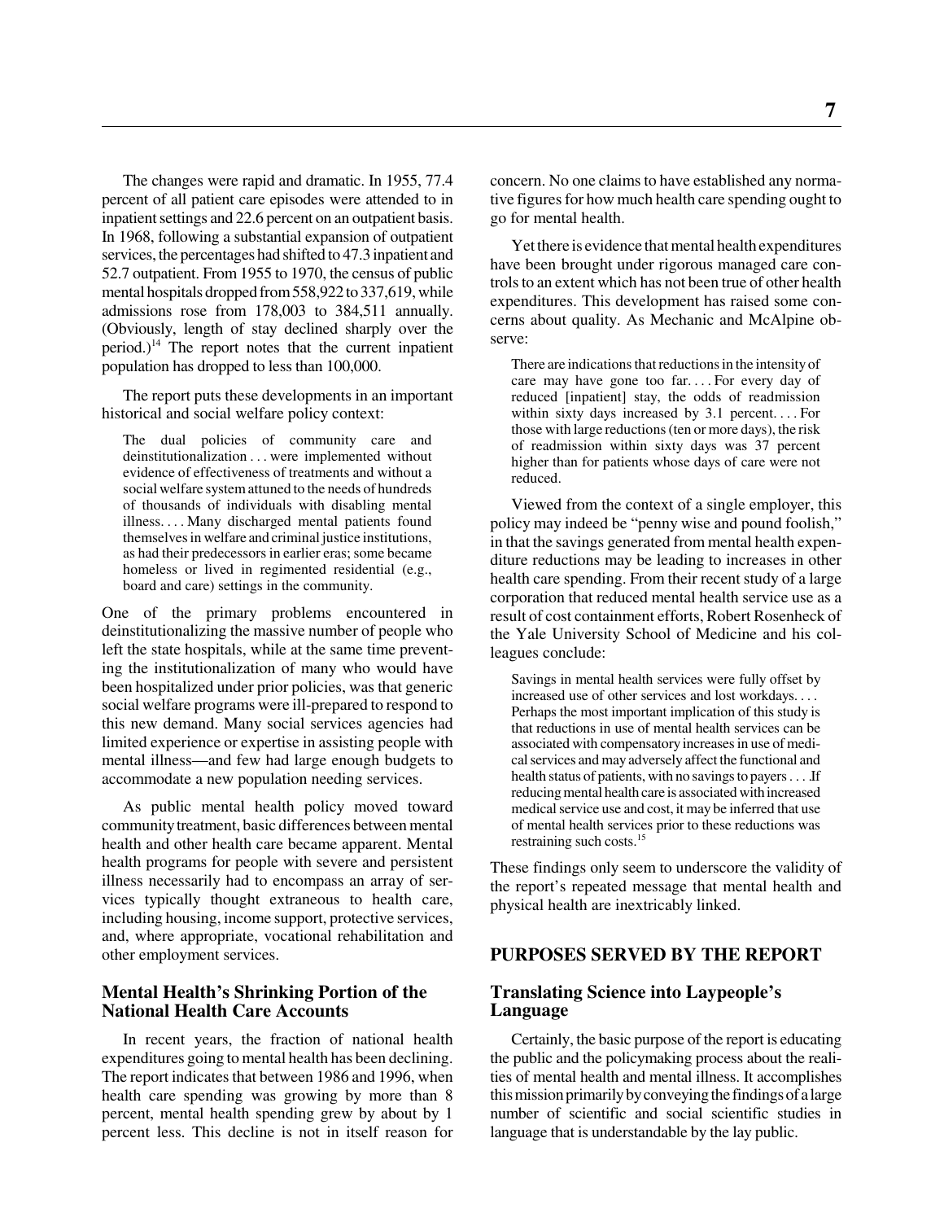The changes were rapid and dramatic. In 1955, 77.4 percent of all patient care episodes were attended to in inpatient settings and 22.6 percent on an outpatient basis. In 1968, following a substantial expansion of outpatient services, the percentages had shifted to 47.3 inpatient and 52.7 outpatient. From 1955 to 1970, the census of public mental hospitals dropped from 558,922 to 337,619, while admissions rose from 178,003 to 384,511 annually. (Obviously, length of stay declined sharply over the period.)[14] The report notes that the current inpatient population has dropped to less than 100,000.

The report puts these developments in an important historical and social welfare policy context:

> The dual policies of community care and deinstitutionalization . . . were implemented without evidence of effectiveness of treatments and without a social welfare system attuned to the needs of hundreds of thousands of individuals with disabling mental illness. . . . Many discharged mental patients found themselves in welfare and criminal justice institutions, as had their predecessors in earlier eras; some became homeless or lived in regimented residential (e.g., board and care) settings in the community.

One of the primary problems encountered in deinstitutionalizing the massive number of people who left the state hospitals, while at the same time preventing the institutionalization of many who would have been hospitalized under prior policies, was that generic social welfare programs were ill-prepared to respond to this new demand. Many social services agencies had limited experience or expertise in assisting people with mental illness—and few had large enough budgets to accommodate a new population needing services.

As public mental health policy moved toward community treatment, basic differences between mental health and other health care became apparent. Mental health programs for people with severe and persistent illness necessarily had to encompass an array of services typically thought extraneous to health care, including housing, income support, protective services, and, where appropriate, vocational rehabilitation and other employment services.

### Mental Health's Shrinking Portion of the National Health Care Accounts

In recent years, the fraction of national health expenditures going to mental health has been declining. The report indicates that between 1986 and 1996, when health care spending was growing by more than 8 percent, mental health spending grew by about by 1 percent less. This decline is not in itself reason for concern. No one claims to have established any normative figures for how much health care spending ought to go for mental health.

Yet there is evidence that mental health expenditures have been brought under rigorous managed care controls to an extent which has not been true of other health expenditures. This development has raised some concerns about quality. As Mechanic and McAlpine observe:

> There are indications that reductions in the intensity of care may have gone too far. . . . For every day of reduced [inpatient] stay, the odds of readmission within sixty days increased by 3.1 percent. . . . For those with large reductions (ten or more days), the risk of readmission within sixty days was 37 percent higher than for patients whose days of care were not reduced.

Viewed from the context of a single employer, this policy may indeed be "penny wise and pound foolish," in that the savings generated from mental health expenditure reductions may be leading to increases in other health care spending. From their recent study of a large corporation that reduced mental health service use as a result of cost containment efforts, Robert Rosenheck of the Yale University School of Medicine and his colleagues conclude:

> Savings in mental health services were fully offset by increased use of other services and lost workdays. . . . Perhaps the most important implication of this study is that reductions in use of mental health services can be associated with compensatory increases in use of medical services and may adversely affect the functional and health status of patients, with no savings to payers . . . .If reducing mental health care is associated with increased medical service use and cost, it may be inferred that use of mental health services prior to these reductions was restraining such costs.[15]

These findings only seem to underscore the validity of the report's repeated message that mental health and physical health are inextricably linked.

## PURPOSES SERVED BY THE REPORT

### Translating Science into Laypeople's Language

Certainly, the basic purpose of the report is educating the public and the policymaking process about the realities of mental health and mental illness. It accomplishes this mission primarily by conveying the findings of a large number of scientific and social scientific studies in language that is understandable by the lay public.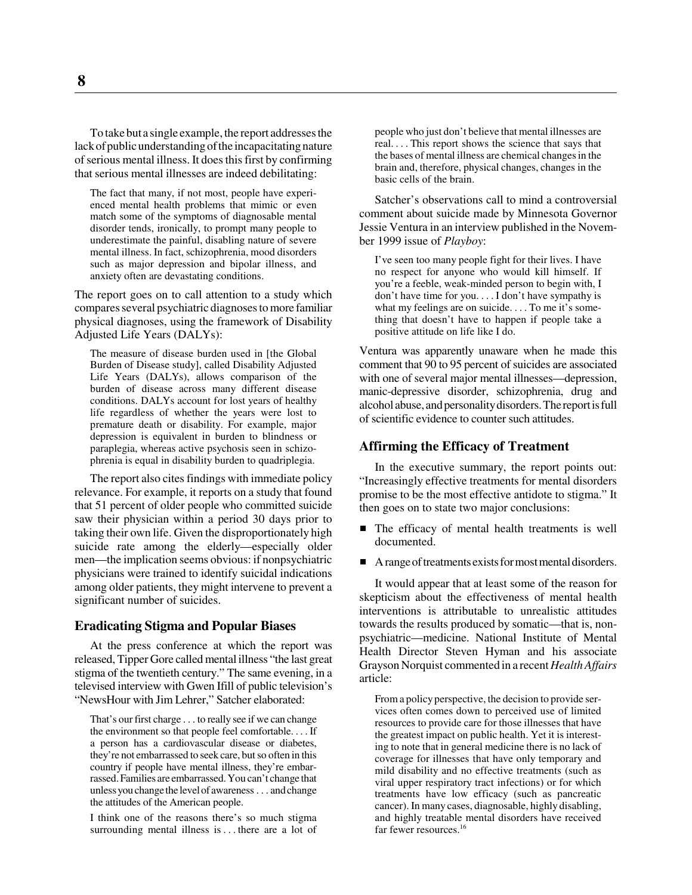To take but a single example, the report addresses the lack of public understanding of the incapacitating nature of serious mental illness. It does this first by confirming that serious mental illnesses are indeed debilitating:

> The fact that many, if not most, people have experienced mental health problems that mimic or even match some of the symptoms of diagnosable mental disorder tends, ironically, to prompt many people to underestimate the painful, disabling nature of severe mental illness. In fact, schizophrenia, mood disorders such as major depression and bipolar illness, and anxiety often are devastating conditions.

The report goes on to call attention to a study which compares several psychiatric diagnoses to more familiar physical diagnoses, using the framework of Disability Adjusted Life Years (DALYs):

> The measure of disease burden used in [the Global Burden of Disease study], called Disability Adjusted Life Years (DALYs), allows comparison of the burden of disease across many different disease conditions. DALYs account for lost years of healthy life regardless of whether the years were lost to premature death or disability. For example, major depression is equivalent in burden to blindness or paraplegia, whereas active psychosis seen in schizophrenia is equal in disability burden to quadriplegia.

The report also cites findings with immediate policy relevance. For example, it reports on a study that found that 51 percent of older people who committed suicide saw their physician within a period 30 days prior to taking their own life. Given the disproportionately high suicide rate among the elderly—especially older men—the implication seems obvious: if nonpsychiatric physicians were trained to identify suicidal indications among older patients, they might intervene to prevent a significant number of suicides.

### Eradicating Stigma and Popular Biases

At the press conference at which the report was released, Tipper Gore called mental illness "the last great stigma of the twentieth century." The same evening, in a televised interview with Gwen Ifill of public television's "NewsHour with Jim Lehrer," Satcher elaborated:

> That's our first charge . . . to really see if we can change the environment so that people feel comfortable. . . . If a person has a cardiovascular disease or diabetes, they're not embarrassed to seek care, but so often in this country if people have mental illness, they're embarrassed. Families are embarrassed. You can't change that unless you change the level of awareness . . . and change the attitudes of the American people.
>
> I think one of the reasons there's so much stigma surrounding mental illness is . . . there are a lot of people who just don't believe that mental illnesses are real. . . . This report shows the science that says that the bases of mental illness are chemical changes in the brain and, therefore, physical changes, changes in the basic cells of the brain.

Satcher's observations call to mind a controversial comment about suicide made by Minnesota Governor Jessie Ventura in an interview published in the November 1999 issue of *Playboy*:

> I've seen too many people fight for their lives. I have no respect for anyone who would kill himself. If you're a feeble, weak-minded person to begin with, I don't have time for you. . . . I don't have sympathy is what my feelings are on suicide. . . . To me it's something that doesn't have to happen if people take a positive attitude on life like I do.

Ventura was apparently unaware when he made this comment that 90 to 95 percent of suicides are associated with one of several major mental illnesses—depression, manic-depressive disorder, schizophrenia, drug and alcohol abuse, and personality disorders. The report is full of scientific evidence to counter such attitudes.

### Affirming the Efficacy of Treatment

In the executive summary, the report points out: "Increasingly effective treatments for mental disorders promise to be the most effective antidote to stigma." It then goes on to state two major conclusions:

- The efficacy of mental health treatments is well documented.
- A range of treatments exists for most mental disorders.

It would appear that at least some of the reason for skepticism about the effectiveness of mental health interventions is attributable to unrealistic attitudes towards the results produced by somatic—that is, nonpsychiatric—medicine. National Institute of Mental Health Director Steven Hyman and his associate Grayson Norquist commented in a recent *Health Affairs* article:

> From a policy perspective, the decision to provide services often comes down to perceived use of limited resources to provide care for those illnesses that have the greatest impact on public health. Yet it is interesting to note that in general medicine there is no lack of coverage for illnesses that have only temporary and mild disability and no effective treatments (such as viral upper respiratory tract infections) or for which treatments have low efficacy (such as pancreatic cancer). In many cases, diagnosable, highly disabling, and highly treatable mental disorders have received far fewer resources.[16]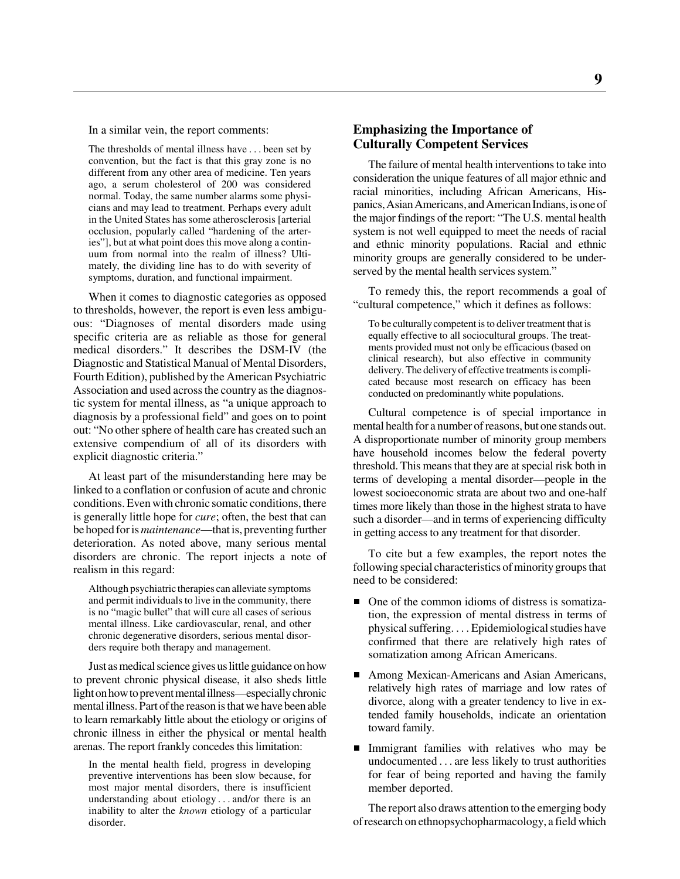In a similar vein, the report comments:

> The thresholds of mental illness have . . . been set by convention, but the fact is that this gray zone is no different from any other area of medicine. Ten years ago, a serum cholesterol of 200 was considered normal. Today, the same number alarms some physicians and may lead to treatment. Perhaps every adult in the United States has some atherosclerosis [arterial occlusion, popularly called "hardening of the arteries"], but at what point does this move along a continuum from normal into the realm of illness? Ultimately, the dividing line has to do with severity of symptoms, duration, and functional impairment.

When it comes to diagnostic categories as opposed to thresholds, however, the report is even less ambiguous: "Diagnoses of mental disorders made using specific criteria are as reliable as those for general medical disorders." It describes the DSM-IV (the Diagnostic and Statistical Manual of Mental Disorders, Fourth Edition), published by the American Psychiatric Association and used across the country as the diagnostic system for mental illness, as "a unique approach to diagnosis by a professional field" and goes on to point out: "No other sphere of health care has created such an extensive compendium of all of its disorders with explicit diagnostic criteria."

At least part of the misunderstanding here may be linked to a conflation or confusion of acute and chronic conditions. Even with chronic somatic conditions, there is generally little hope for *cure*; often, the best that can be hoped for is *maintenance*—that is, preventing further deterioration. As noted above, many serious mental disorders are chronic. The report injects a note of realism in this regard:

> Although psychiatric therapies can alleviate symptoms and permit individuals to live in the community, there is no "magic bullet" that will cure all cases of serious mental illness. Like cardiovascular, renal, and other chronic degenerative disorders, serious mental disorders require both therapy and management.

Just as medical science gives us little guidance on how to prevent chronic physical disease, it also sheds little light on how to prevent mental illness—especially chronic mental illness. Part of the reason is that we have been able to learn remarkably little about the etiology or origins of chronic illness in either the physical or mental health arenas. The report frankly concedes this limitation:

> In the mental health field, progress in developing preventive interventions has been slow because, for most major mental disorders, there is insufficient understanding about etiology . . . and/or there is an inability to alter the *known* etiology of a particular disorder.

## Emphasizing the Importance of Culturally Competent Services

The failure of mental health interventions to take into consideration the unique features of all major ethnic and racial minorities, including African Americans, Hispanics, Asian Americans, and American Indians, is one of the major findings of the report: "The U.S. mental health system is not well equipped to meet the needs of racial and ethnic minority populations. Racial and ethnic minority groups are generally considered to be underserved by the mental health services system."

To remedy this, the report recommends a goal of "cultural competence," which it defines as follows:

> To be culturally competent is to deliver treatment that is equally effective to all sociocultural groups. The treatments provided must not only be efficacious (based on clinical research), but also effective in community delivery. The delivery of effective treatments is complicated because most research on efficacy has been conducted on predominantly white populations.

Cultural competence is of special importance in mental health for a number of reasons, but one stands out. A disproportionate number of minority group members have household incomes below the federal poverty threshold. This means that they are at special risk both in terms of developing a mental disorder—people in the lowest socioeconomic strata are about two and one-half times more likely than those in the highest strata to have such a disorder—and in terms of experiencing difficulty in getting access to any treatment for that disorder.

To cite but a few examples, the report notes the following special characteristics of minority groups that need to be considered:

- One of the common idioms of distress is somatization, the expression of mental distress in terms of physical suffering. . . . Epidemiological studies have confirmed that there are relatively high rates of somatization among African Americans.
- Among Mexican-Americans and Asian Americans, relatively high rates of marriage and low rates of divorce, along with a greater tendency to live in extended family households, indicate an orientation toward family.
- Immigrant families with relatives who may be undocumented . . . are less likely to trust authorities for fear of being reported and having the family member deported.

The report also draws attention to the emerging body of research on ethnopsychopharmacology, a field which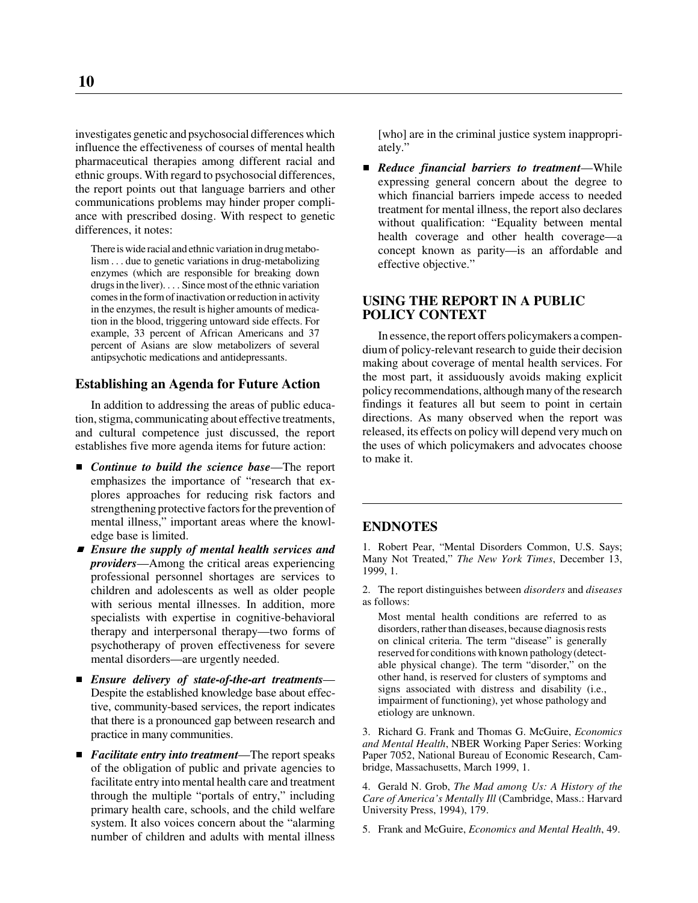investigates genetic and psychosocial differences which influence the effectiveness of courses of mental health pharmaceutical therapies among different racial and ethnic groups. With regard to psychosocial differences, the report points out that language barriers and other communications problems may hinder proper compliance with prescribed dosing. With respect to genetic differences, it notes:

> There is wide racial and ethnic variation in drug metabolism . . . due to genetic variations in drug-metabolizing enzymes (which are responsible for breaking down drugs in the liver). . . . Since most of the ethnic variation comes in the form of inactivation or reduction in activity in the enzymes, the result is higher amounts of medication in the blood, triggering untoward side effects. For example, 33 percent of African Americans and 37 percent of Asians are slow metabolizers of several antipsychotic medications and antidepressants.

### Establishing an Agenda for Future Action

In addition to addressing the areas of public education, stigma, communicating about effective treatments, and cultural competence just discussed, the report establishes five more agenda items for future action:

- ***Continue to build the science base***—The report emphasizes the importance of "research that explores approaches for reducing risk factors and strengthening protective factors for the prevention of mental illness," important areas where the knowledge base is limited.
- ***Ensure the supply of mental health services and providers***—Among the critical areas experiencing professional personnel shortages are services to children and adolescents as well as older people with serious mental illnesses. In addition, more specialists with expertise in cognitive-behavioral therapy and interpersonal therapy—two forms of psychotherapy of proven effectiveness for severe mental disorders—are urgently needed.
- ***Ensure delivery of state-of-the-art treatments***—Despite the established knowledge base about effective, community-based services, the report indicates that there is a pronounced gap between research and practice in many communities.
- ***Facilitate entry into treatment***—The report speaks of the obligation of public and private agencies to facilitate entry into mental health care and treatment through the multiple "portals of entry," including primary health care, schools, and the child welfare system. It also voices concern about the "alarming number of children and adults with mental illness [who] are in the criminal justice system inappropriately."
- ***Reduce financial barriers to treatment***—While expressing general concern about the degree to which financial barriers impede access to needed treatment for mental illness, the report also declares without qualification: "Equality between mental health coverage and other health coverage—a concept known as parity—is an affordable and effective objective."

## USING THE REPORT IN A PUBLIC POLICY CONTEXT

In essence, the report offers policymakers a compendium of policy-relevant research to guide their decision making about coverage of mental health services. For the most part, it assiduously avoids making explicit policy recommendations, although many of the research findings it features all but seem to point in certain directions. As many observed when the report was released, its effects on policy will depend very much on the uses of which policymakers and advocates choose to make it.

## ENDNOTES

1. Robert Pear, "Mental Disorders Common, U.S. Says; Many Not Treated," *The New York Times*, December 13, 1999, 1.

2. The report distinguishes between *disorders* and *diseases* as follows:

> Most mental health conditions are referred to as disorders, rather than diseases, because diagnosis rests on clinical criteria. The term "disease" is generally reserved for conditions with known pathology (detectable physical change). The term "disorder," on the other hand, is reserved for clusters of symptoms and signs associated with distress and disability (i.e., impairment of functioning), yet whose pathology and etiology are unknown.

3. Richard G. Frank and Thomas G. McGuire, *Economics and Mental Health*, NBER Working Paper Series: Working Paper 7052, National Bureau of Economic Research, Cambridge, Massachusetts, March 1999, 1.

4. Gerald N. Grob, *The Mad among Us: A History of the Care of America's Mentally Ill* (Cambridge, Mass.: Harvard University Press, 1994), 179.

5. Frank and McGuire, *Economics and Mental Health*, 49.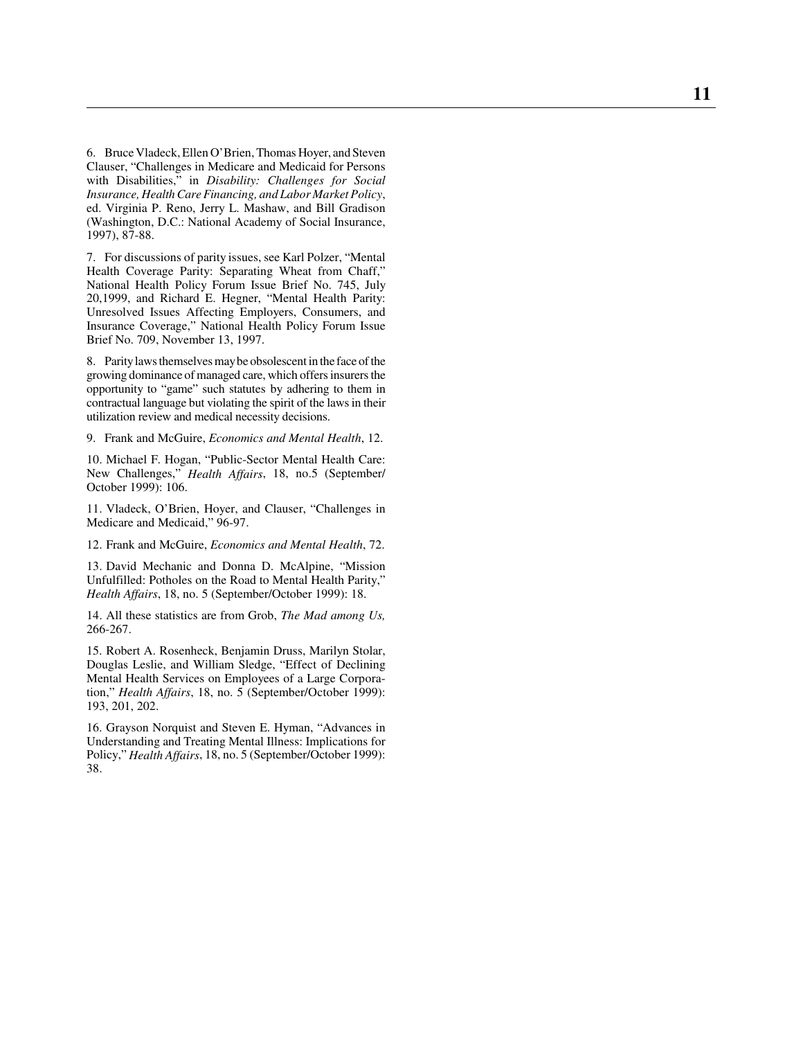6. Bruce Vladeck, Ellen O'Brien, Thomas Hoyer, and Steven Clauser, "Challenges in Medicare and Medicaid for Persons with Disabilities," in *Disability: Challenges for Social Insurance, Health Care Financing, and Labor Market Policy*, ed. Virginia P. Reno, Jerry L. Mashaw, and Bill Gradison (Washington, D.C.: National Academy of Social Insurance, 1997), 87-88.

7. For discussions of parity issues, see Karl Polzer, "Mental Health Coverage Parity: Separating Wheat from Chaff," National Health Policy Forum Issue Brief No. 745, July 20,1999, and Richard E. Hegner, "Mental Health Parity: Unresolved Issues Affecting Employers, Consumers, and Insurance Coverage," National Health Policy Forum Issue Brief No. 709, November 13, 1997.

8. Parity laws themselves may be obsolescent in the face of the growing dominance of managed care, which offers insurers the opportunity to "game" such statutes by adhering to them in contractual language but violating the spirit of the laws in their utilization review and medical necessity decisions.

9. Frank and McGuire, *Economics and Mental Health*, 12.

10. Michael F. Hogan, "Public-Sector Mental Health Care: New Challenges," *Health Affairs*, 18, no.5 (September/October 1999): 106.

11. Vladeck, O'Brien, Hoyer, and Clauser, "Challenges in Medicare and Medicaid," 96-97.

12. Frank and McGuire, *Economics and Mental Health*, 72.

13. David Mechanic and Donna D. McAlpine, "Mission Unfulfilled: Potholes on the Road to Mental Health Parity," *Health Affairs*, 18, no. 5 (September/October 1999): 18.

14. All these statistics are from Grob, *The Mad among Us,* 266-267.

15. Robert A. Rosenheck, Benjamin Druss, Marilyn Stolar, Douglas Leslie, and William Sledge, "Effect of Declining Mental Health Services on Employees of a Large Corporation," *Health Affairs*, 18, no. 5 (September/October 1999): 193, 201, 202.

16. Grayson Norquist and Steven E. Hyman, "Advances in Understanding and Treating Mental Illness: Implications for Policy," *Health Affairs*, 18, no. 5 (September/October 1999): 38.